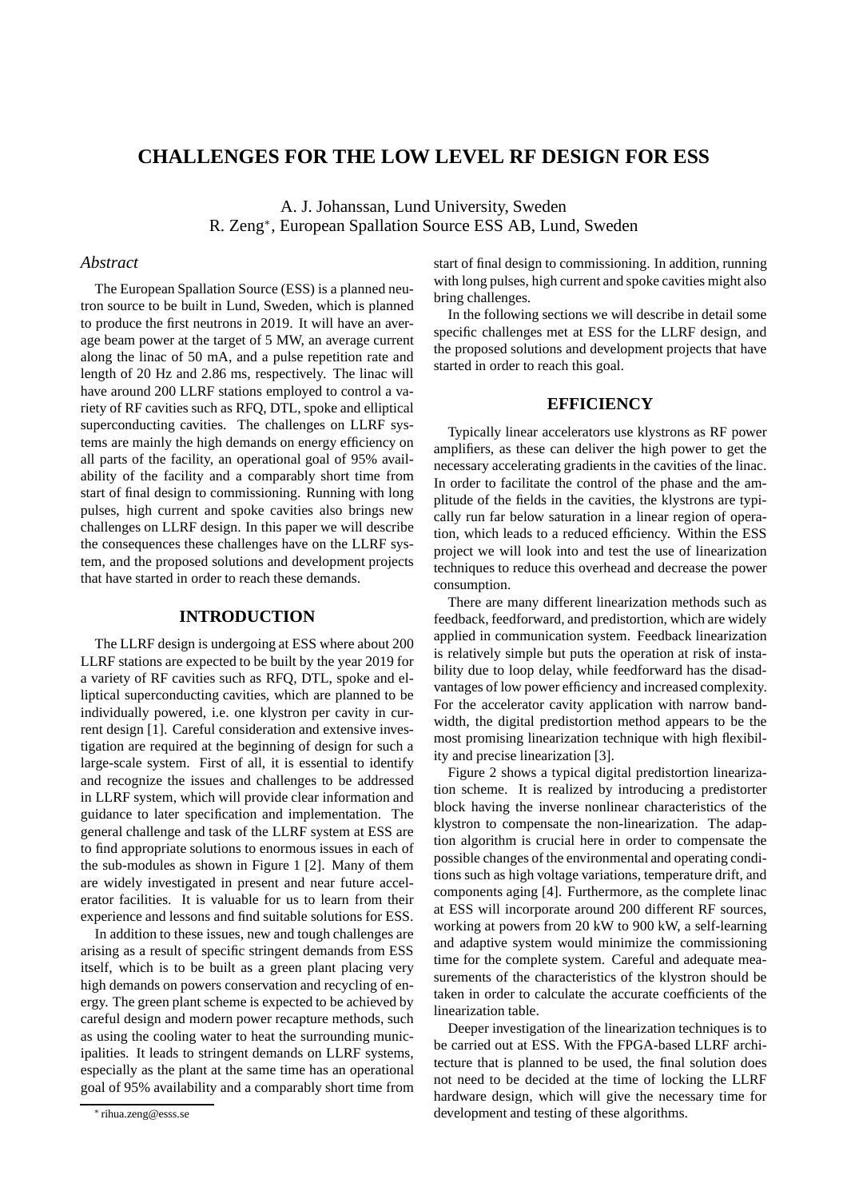# CHALLENGES FOR THE LOW LEVEL RF DESIGN FOR ESS

A. J. Johanssan, Lund University, Sweden
R. Zeng*, European Spallation Source ESS AB, Lund, Sweden

## *Abstract*

The European Spallation Source (ESS) is a planned neutron source to be built in Lund, Sweden, which is planned to produce the first neutrons in 2019. It will have an average beam power at the target of 5 MW, an average current along the linac of 50 mA, and a pulse repetition rate and length of 20 Hz and 2.86 ms, respectively. The linac will have around 200 LLRF stations employed to control a variety of RF cavities such as RFQ, DTL, spoke and elliptical superconducting cavities. The challenges on LLRF systems are mainly the high demands on energy efficiency on all parts of the facility, an operational goal of 95% availability of the facility and a comparably short time from start of final design to commissioning. Running with long pulses, high current and spoke cavities also brings new challenges on LLRF design. In this paper we will describe the consequences these challenges have on the LLRF system, and the proposed solutions and development projects that have started in order to reach these demands.

## INTRODUCTION

The LLRF design is undergoing at ESS where about 200 LLRF stations are expected to be built by the year 2019 for a variety of RF cavities such as RFQ, DTL, spoke and elliptical superconducting cavities, which are planned to be individually powered, i.e. one klystron per cavity in current design [1]. Careful consideration and extensive investigation are required at the beginning of design for such a large-scale system. First of all, it is essential to identify and recognize the issues and challenges to be addressed in LLRF system, which will provide clear information and guidance to later specification and implementation. The general challenge and task of the LLRF system at ESS are to find appropriate solutions to enormous issues in each of the sub-modules as shown in Figure 1 [2]. Many of them are widely investigated in present and near future accelerator facilities. It is valuable for us to learn from their experience and lessons and find suitable solutions for ESS.

In addition to these issues, new and tough challenges are arising as a result of specific stringent demands from ESS itself, which is to be built as a green plant placing very high demands on powers conservation and recycling of energy. The green plant scheme is expected to be achieved by careful design and modern power recapture methods, such as using the cooling water to heat the surrounding municipalities. It leads to stringent demands on LLRF systems, especially as the plant at the same time has an operational goal of 95% availability and a comparably short time from start of final design to commissioning. In addition, running with long pulses, high current and spoke cavities might also bring challenges.

In the following sections we will describe in detail some specific challenges met at ESS for the LLRF design, and the proposed solutions and development projects that have started in order to reach this goal.

## EFFICIENCY

Typically linear accelerators use klystrons as RF power amplifiers, as these can deliver the high power to get the necessary accelerating gradients in the cavities of the linac. In order to facilitate the control of the phase and the amplitude of the fields in the cavities, the klystrons are typically run far below saturation in a linear region of operation, which leads to a reduced efficiency. Within the ESS project we will look into and test the use of linearization techniques to reduce this overhead and decrease the power consumption.

There are many different linearization methods such as feedback, feedforward, and predistortion, which are widely applied in communication system. Feedback linearization is relatively simple but puts the operation at risk of instability due to loop delay, while feedforward has the disadvantages of low power efficiency and increased complexity. For the accelerator cavity application with narrow bandwidth, the digital predistortion method appears to be the most promising linearization technique with high flexibility and precise linearization [3].

Figure 2 shows a typical digital predistortion linearization scheme. It is realized by introducing a predistorter block having the inverse nonlinear characteristics of the klystron to compensate the non-linearization. The adaption algorithm is crucial here in order to compensate the possible changes of the environmental and operating conditions such as high voltage variations, temperature drift, and components aging [4]. Furthermore, as the complete linac at ESS will incorporate around 200 different RF sources, working at powers from 20 kW to 900 kW, a self-learning and adaptive system would minimize the commissioning time for the complete system. Careful and adequate measurements of the characteristics of the klystron should be taken in order to calculate the accurate coefficients of the linearization table.

Deeper investigation of the linearization techniques is to be carried out at ESS. With the FPGA-based LLRF architecture that is planned to be used, the final solution does not need to be decided at the time of locking the LLRF hardware design, which will give the necessary time for development and testing of these algorithms.

* rihua.zeng@esss.se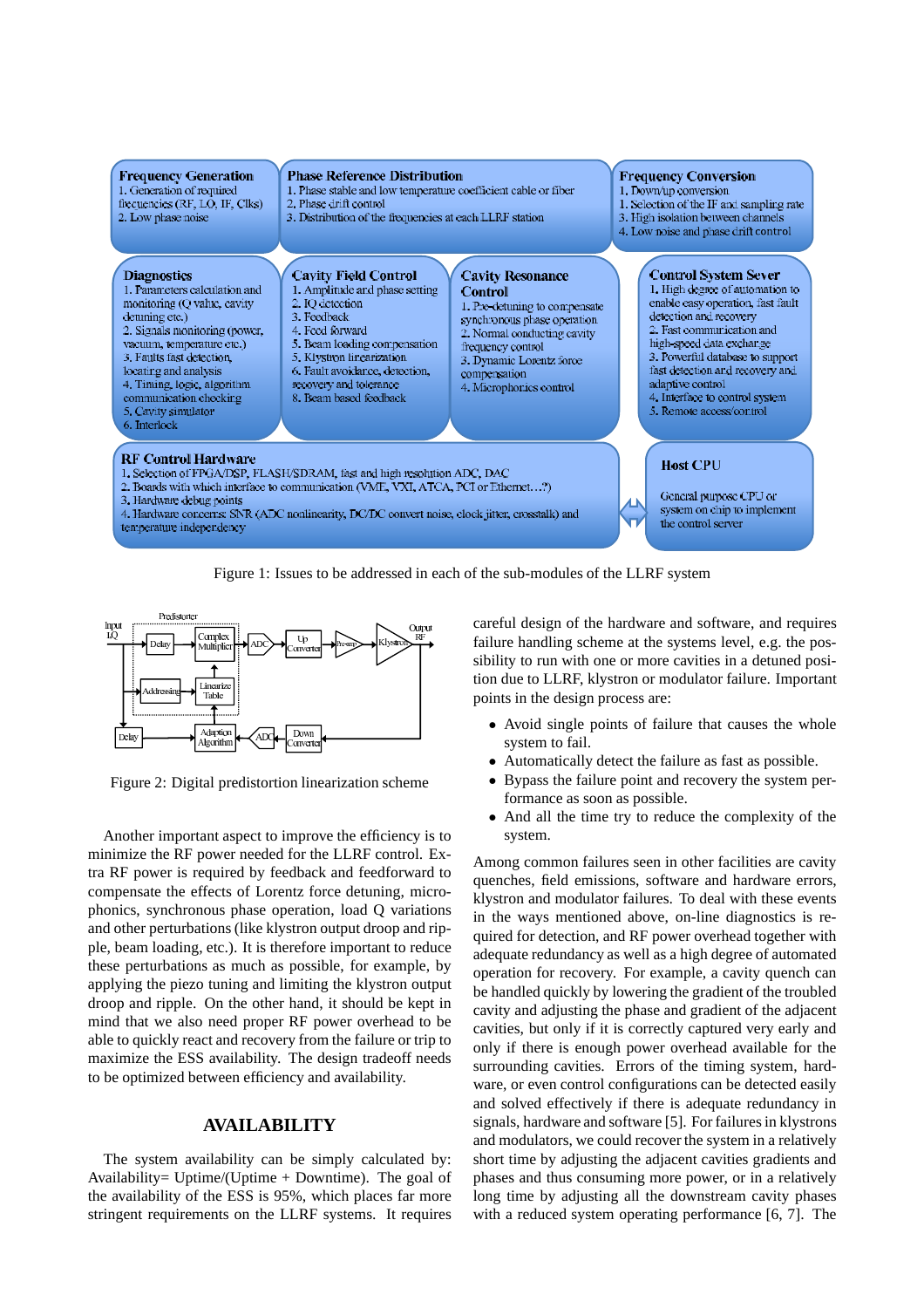**Frequency Generation**
1. Generation of required frequencies (RF, LO, IF, Clks)
2. Low phase noise

**Phase Reference Distribution**
1. Phase stable and low temperature coefficient cable or fiber
2. Phase drift control
3. Distribution of the frequencies at each LLRF station

**Frequency Conversion**
1. Down/up conversion
1. Selection of the IF and sampling rate
3. High isolation between channels
4. Low noise and phase drift control

**Diagnostics**
1. Parameters calculation and monitoring (Q value, cavity detuning etc.)
2. Signals monitoring (power, vacuum, temperature etc.)
3. Faults fast detection, locating and analysis
4. Timing, logic, algorithm communication checking
5. Cavity simulator
6. Interlock

**Cavity Field Control**
1. Amplitude and phase setting
2. IQ detection
3. Feedback
4. Feed forward
5. Beam loading compensation
5. Klystron linearization
6. Fault avoidance, detection, recovery and tolerance
8. Beam based feedback

**Cavity Resonance Control**
1. Pre-detuning to compensate synchronous phase operation
2. Normal conducting cavity frequency control
3. Dynamic Lorentz force compensation
4. Microphonics control

**Control System Sever**
1. High degree of automation to enable easy operation, fast fault detection and recovery
2. Fast communication and high-speed data exchange
3. Powerful database to support fast detection and recovery and adaptive control
4. Interface to control system
5. Remote access/control

**RF Control Hardware**
1. Selection of FPGA/DSP, FLASH/SDRAM, fast and high resolution ADC, DAC
2. Boards with which interface to communication (VME, VXI, ATCA, PCI or Ethernet…?)
3. Hardware debug points
4. Hardware concerns: SNR (ADC nonlinearity, DC/DC convert noise, clock jitter, crosstalk) and temperature independency

**Host CPU**
General purpose CPU or system on chip to implement the control server

Figure 1: Issues to be addressed in each of the sub-modules of the LLRF system

Figure 2: Digital predistortion linearization scheme

Another important aspect to improve the efficiency is to minimize the RF power needed for the LLRF control. Extra RF power is required by feedback and feedforward to compensate the effects of Lorentz force detuning, microphonics, synchronous phase operation, load Q variations and other perturbations (like klystron output droop and ripple, beam loading, etc.). It is therefore important to reduce these perturbations as much as possible, for example, by applying the piezo tuning and limiting the klystron output droop and ripple. On the other hand, it should be kept in mind that we also need proper RF power overhead to be able to quickly react and recovery from the failure or trip to maximize the ESS availability. The design tradeoff needs to be optimized between efficiency and availability.

## AVAILABILITY

The system availability can be simply calculated by: Availability= Uptime/(Uptime + Downtime). The goal of the availability of the ESS is 95%, which places far more stringent requirements on the LLRF systems. It requires careful design of the hardware and software, and requires failure handling scheme at the systems level, e.g. the possibility to run with one or more cavities in a detuned position due to LLRF, klystron or modulator failure. Important points in the design process are:

- Avoid single points of failure that causes the whole system to fail.
- Automatically detect the failure as fast as possible.
- Bypass the failure point and recovery the system performance as soon as possible.
- And all the time try to reduce the complexity of the system.

Among common failures seen in other facilities are cavity quenches, field emissions, software and hardware errors, klystron and modulator failures. To deal with these events in the ways mentioned above, on-line diagnostics is required for detection, and RF power overhead together with adequate redundancy as well as a high degree of automated operation for recovery. For example, a cavity quench can be handled quickly by lowering the gradient of the troubled cavity and adjusting the phase and gradient of the adjacent cavities, but only if it is correctly captured very early and only if there is enough power overhead available for the surrounding cavities. Errors of the timing system, hardware, or even control configurations can be detected easily and solved effectively if there is adequate redundancy in signals, hardware and software [5]. For failures in klystrons and modulators, we could recover the system in a relatively short time by adjusting the adjacent cavities gradients and phases and thus consuming more power, or in a relatively long time by adjusting all the downstream cavity phases with a reduced system operating performance [6, 7]. The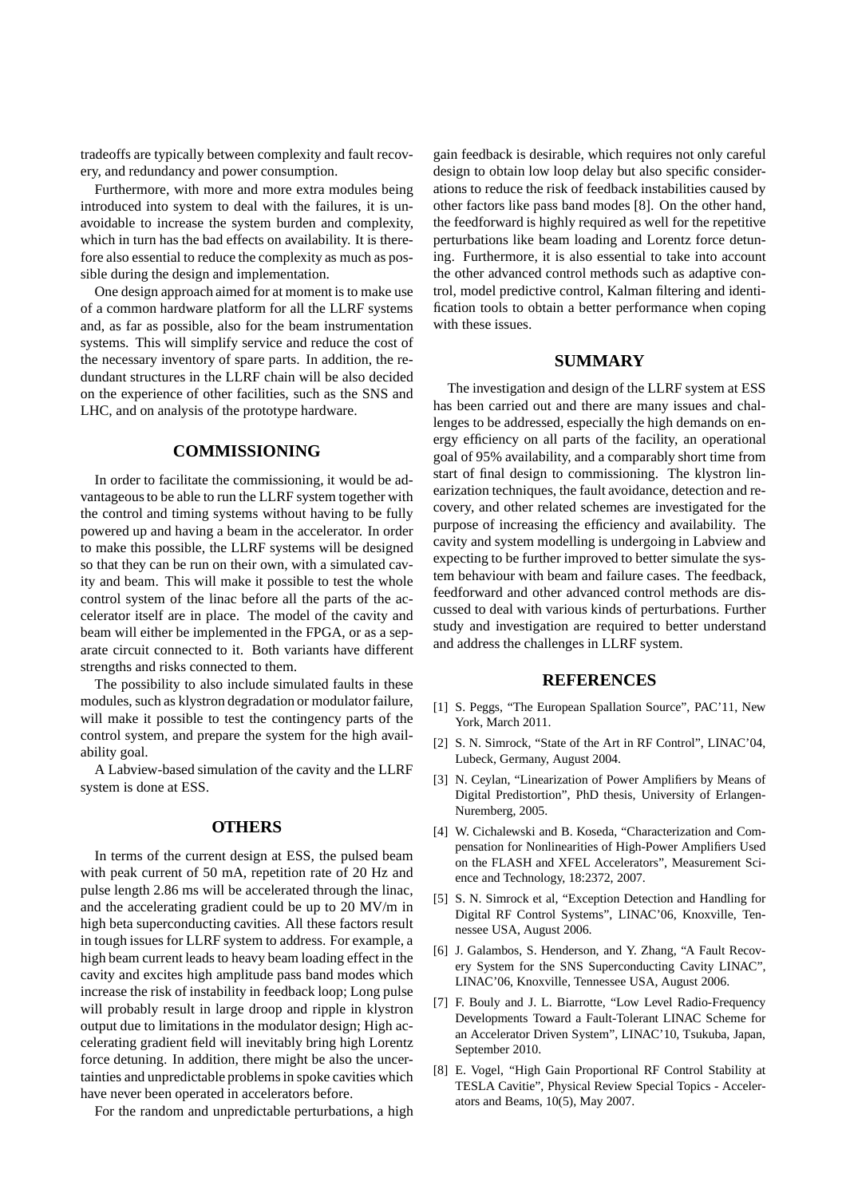tradeoffs are typically between complexity and fault recovery, and redundancy and power consumption.

Furthermore, with more and more extra modules being introduced into system to deal with the failures, it is unavoidable to increase the system burden and complexity, which in turn has the bad effects on availability. It is therefore also essential to reduce the complexity as much as possible during the design and implementation.

One design approach aimed for at moment is to make use of a common hardware platform for all the LLRF systems and, as far as possible, also for the beam instrumentation systems. This will simplify service and reduce the cost of the necessary inventory of spare parts. In addition, the redundant structures in the LLRF chain will be also decided on the experience of other facilities, such as the SNS and LHC, and on analysis of the prototype hardware.

## COMMISSIONING

In order to facilitate the commissioning, it would be advantageous to be able to run the LLRF system together with the control and timing systems without having to be fully powered up and having a beam in the accelerator. In order to make this possible, the LLRF systems will be designed so that they can be run on their own, with a simulated cavity and beam. This will make it possible to test the whole control system of the linac before all the parts of the accelerator itself are in place. The model of the cavity and beam will either be implemented in the FPGA, or as a separate circuit connected to it. Both variants have different strengths and risks connected to them.

The possibility to also include simulated faults in these modules, such as klystron degradation or modulator failure, will make it possible to test the contingency parts of the control system, and prepare the system for the high availability goal.

A Labview-based simulation of the cavity and the LLRF system is done at ESS.

## OTHERS

In terms of the current design at ESS, the pulsed beam with peak current of 50 mA, repetition rate of 20 Hz and pulse length 2.86 ms will be accelerated through the linac, and the accelerating gradient could be up to 20 MV/m in high beta superconducting cavities. All these factors result in tough issues for LLRF system to address. For example, a high beam current leads to heavy beam loading effect in the cavity and excites high amplitude pass band modes which increase the risk of instability in feedback loop; Long pulse will probably result in large droop and ripple in klystron output due to limitations in the modulator design; High accelerating gradient field will inevitably bring high Lorentz force detuning. In addition, there might be also the uncertainties and unpredictable problems in spoke cavities which have never been operated in accelerators before.

For the random and unpredictable perturbations, a high gain feedback is desirable, which requires not only careful design to obtain low loop delay but also specific considerations to reduce the risk of feedback instabilities caused by other factors like pass band modes [8]. On the other hand, the feedforward is highly required as well for the repetitive perturbations like beam loading and Lorentz force detuning. Furthermore, it is also essential to take into account the other advanced control methods such as adaptive control, model predictive control, Kalman filtering and identification tools to obtain a better performance when coping with these issues.

## SUMMARY

The investigation and design of the LLRF system at ESS has been carried out and there are many issues and challenges to be addressed, especially the high demands on energy efficiency on all parts of the facility, an operational goal of 95% availability, and a comparably short time from start of final design to commissioning. The klystron linearization techniques, the fault avoidance, detection and recovery, and other related schemes are investigated for the purpose of increasing the efficiency and availability. The cavity and system modelling is undergoing in Labview and expecting to be further improved to better simulate the system behaviour with beam and failure cases. The feedback, feedforward and other advanced control methods are discussed to deal with various kinds of perturbations. Further study and investigation are required to better understand and address the challenges in LLRF system.

## REFERENCES

[1] S. Peggs, "The European Spallation Source", PAC'11, New York, March 2011.

[2] S. N. Simrock, "State of the Art in RF Control", LINAC'04, Lubeck, Germany, August 2004.

[3] N. Ceylan, "Linearization of Power Amplifiers by Means of Digital Predistortion", PhD thesis, University of Erlangen-Nuremberg, 2005.

[4] W. Cichalewski and B. Koseda, "Characterization and Compensation for Nonlinearities of High-Power Amplifiers Used on the FLASH and XFEL Accelerators", Measurement Science and Technology, 18:2372, 2007.

[5] S. N. Simrock et al, "Exception Detection and Handling for Digital RF Control Systems", LINAC'06, Knoxville, Tennessee USA, August 2006.

[6] J. Galambos, S. Henderson, and Y. Zhang, "A Fault Recovery System for the SNS Superconducting Cavity LINAC", LINAC'06, Knoxville, Tennessee USA, August 2006.

[7] F. Bouly and J. L. Biarrotte, "Low Level Radio-Frequency Developments Toward a Fault-Tolerant LINAC Scheme for an Accelerator Driven System", LINAC'10, Tsukuba, Japan, September 2010.

[8] E. Vogel, "High Gain Proportional RF Control Stability at TESLA Cavitie", Physical Review Special Topics - Accelerators and Beams, 10(5), May 2007.